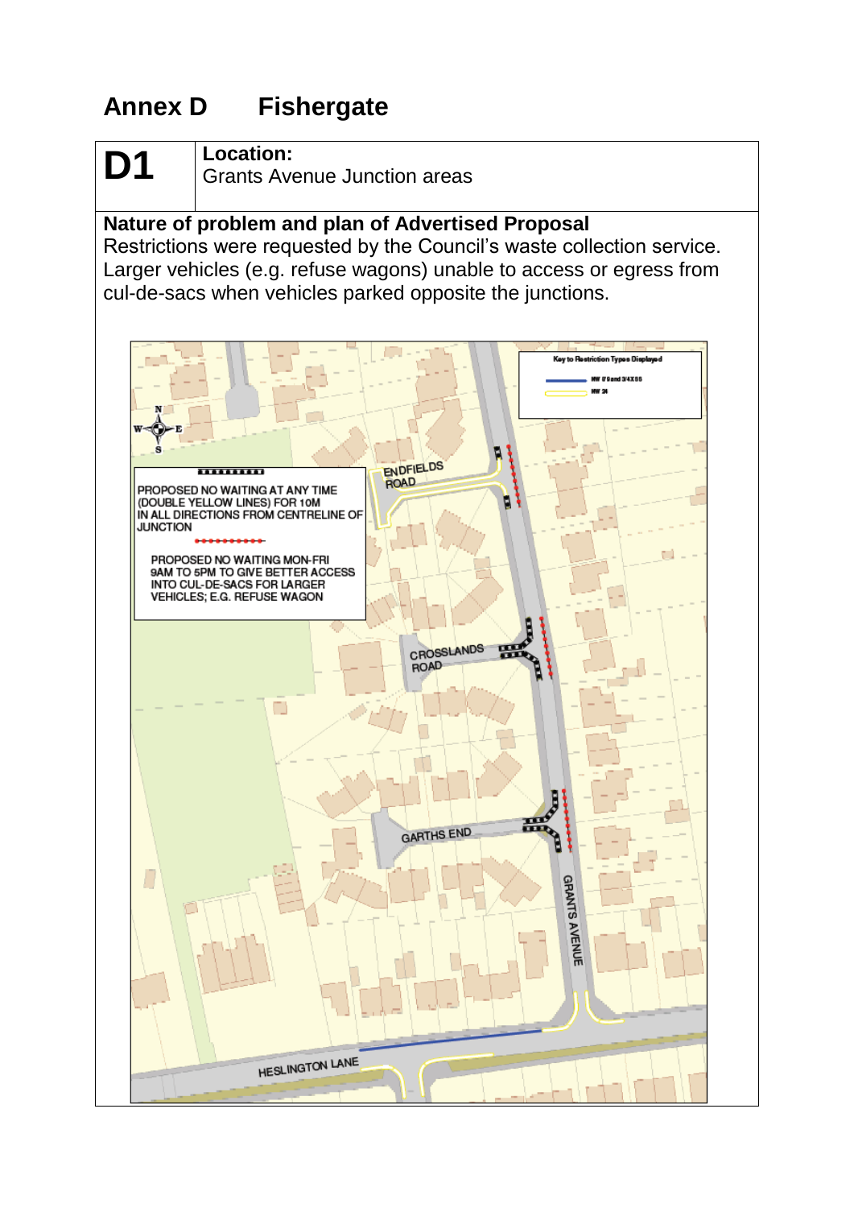# Annex D Fishergate

| D1 | Location: Grants Avenue Junction areas |
|---|---|

**Nature of problem and plan of Advertised Proposal**
Restrictions were requested by the Council's waste collection service. Larger vehicles (e.g. refuse wagons) unable to access or egress from cul-de-sacs when vehicles parked opposite the junctions.

Key to Restriction Types Displayed

- NW 9'9 and 3/4XSS
- NW 24

PROPOSED NO WAITING AT ANY TIME (DOUBLE YELLOW LINES) FOR 10M IN ALL DIRECTIONS FROM CENTRELINE OF JUNCTION

PROPOSED NO WAITING MON-FRI 9AM TO 5PM TO GIVE BETTER ACCESS INTO CUL-DE-SACS FOR LARGER VEHICLES; E.G. REFUSE WAGON

ENDFIELDS ROAD

CROSSLANDS ROAD

GARTHS END

GRANTS AVENUE

HESLINGTON LANE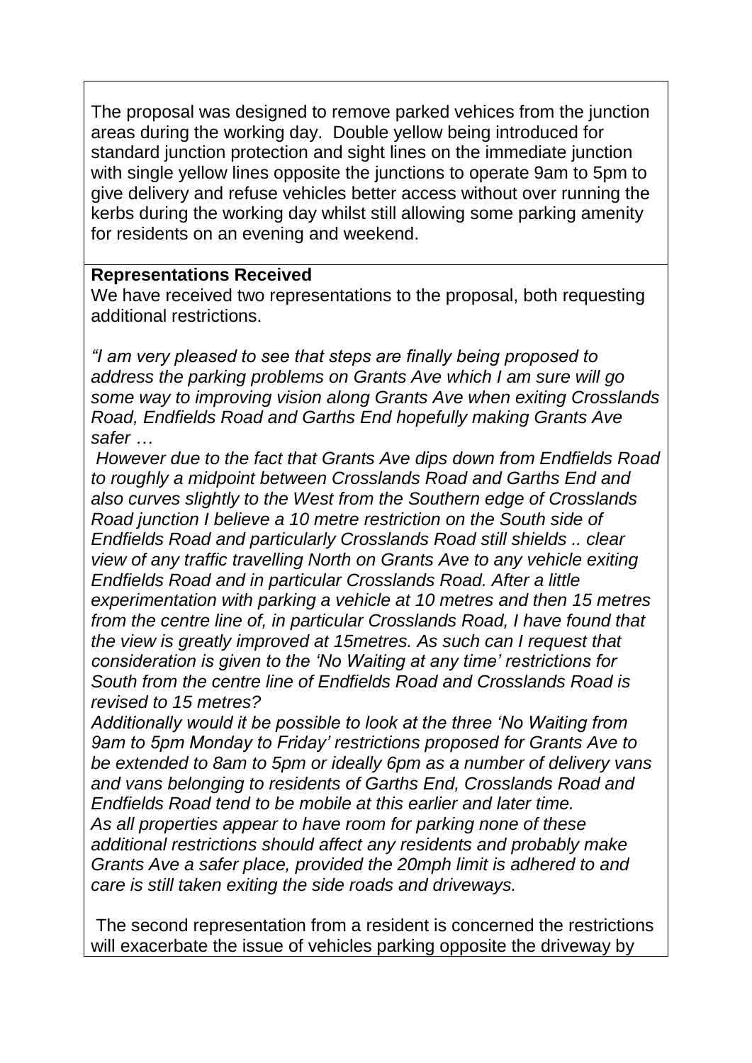The proposal was designed to remove parked vehices from the junction areas during the working day. Double yellow being introduced for standard junction protection and sight lines on the immediate junction with single yellow lines opposite the junctions to operate 9am to 5pm to give delivery and refuse vehicles better access without over running the kerbs during the working day whilst still allowing some parking amenity for residents on an evening and weekend.

**Representations Received**

We have received two representations to the proposal, both requesting additional restrictions.

*"I am very pleased to see that steps are finally being proposed to address the parking problems on Grants Ave which I am sure will go some way to improving vision along Grants Ave when exiting Crosslands Road, Endfields Road and Garths End hopefully making Grants Ave safer …*

*However due to the fact that Grants Ave dips down from Endfields Road to roughly a midpoint between Crosslands Road and Garths End and also curves slightly to the West from the Southern edge of Crosslands Road junction I believe a 10 metre restriction on the South side of Endfields Road and particularly Crosslands Road still shields .. clear view of any traffic travelling North on Grants Ave to any vehicle exiting Endfields Road and in particular Crosslands Road. After a little experimentation with parking a vehicle at 10 metres and then 15 metres from the centre line of, in particular Crosslands Road, I have found that the view is greatly improved at 15metres. As such can I request that consideration is given to the 'No Waiting at any time' restrictions for South from the centre line of Endfields Road and Crosslands Road is revised to 15 metres?*

*Additionally would it be possible to look at the three 'No Waiting from 9am to 5pm Monday to Friday' restrictions proposed for Grants Ave to be extended to 8am to 5pm or ideally 6pm as a number of delivery vans and vans belonging to residents of Garths End, Crosslands Road and Endfields Road tend to be mobile at this earlier and later time.*

*As all properties appear to have room for parking none of these additional restrictions should affect any residents and probably make Grants Ave a safer place, provided the 20mph limit is adhered to and care is still taken exiting the side roads and driveways.*

The second representation from a resident is concerned the restrictions will exacerbate the issue of vehicles parking opposite the driveway by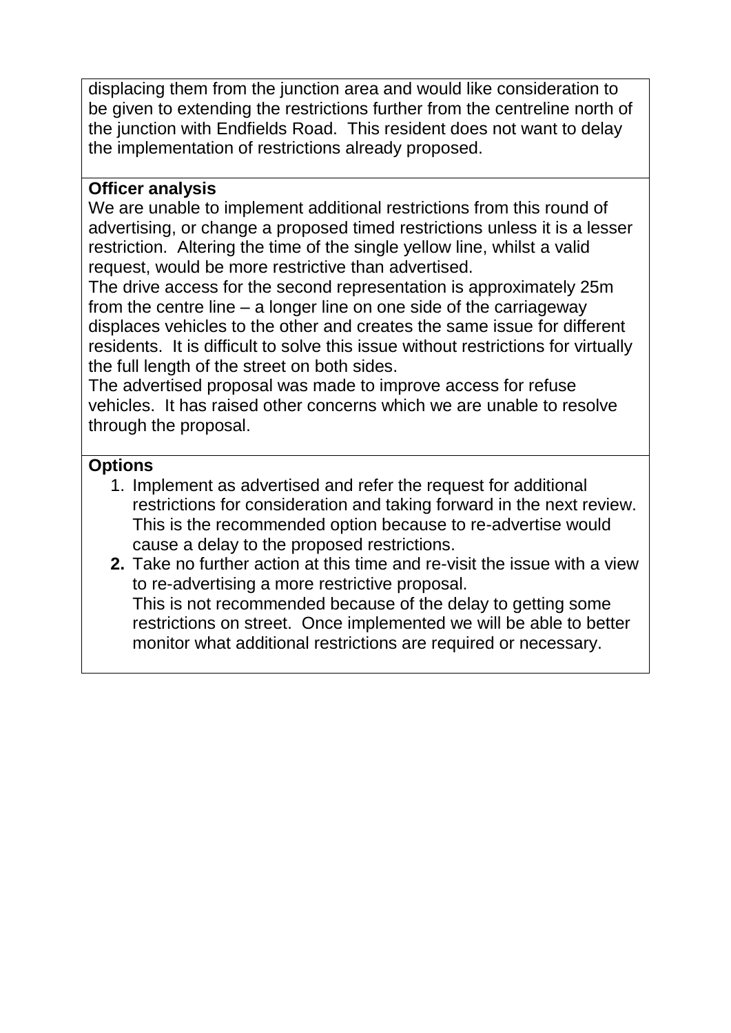displacing them from the junction area and would like consideration to be given to extending the restrictions further from the centreline north of the junction with Endfields Road. This resident does not want to delay the implementation of restrictions already proposed.

**Officer analysis**

We are unable to implement additional restrictions from this round of advertising, or change a proposed timed restrictions unless it is a lesser restriction. Altering the time of the single yellow line, whilst a valid request, would be more restrictive than advertised.

The drive access for the second representation is approximately 25m from the centre line – a longer line on one side of the carriageway displaces vehicles to the other and creates the same issue for different residents. It is difficult to solve this issue without restrictions for virtually the full length of the street on both sides.

The advertised proposal was made to improve access for refuse vehicles. It has raised other concerns which we are unable to resolve through the proposal.

**Options**

1. Implement as advertised and refer the request for additional restrictions for consideration and taking forward in the next review. This is the recommended option because to re-advertise would cause a delay to the proposed restrictions.
2. Take no further action at this time and re-visit the issue with a view to re-advertising a more restrictive proposal.
   This is not recommended because of the delay to getting some restrictions on street. Once implemented we will be able to better monitor what additional restrictions are required or necessary.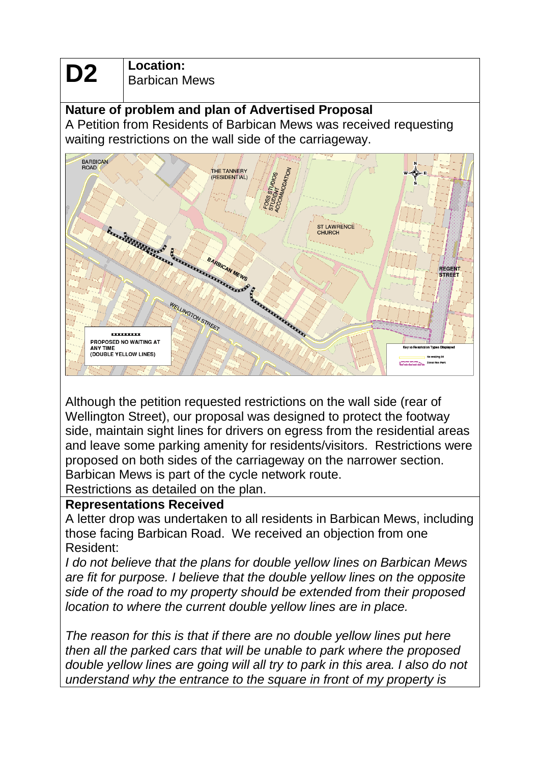| **D2** | **Location:** Barbican Mews |
|---|---|

**Nature of problem and plan of Advertised Proposal**

A Petition from Residents of Barbican Mews was received requesting waiting restrictions on the wall side of the carriageway.

Although the petition requested restrictions on the wall side (rear of Wellington Street), our proposal was designed to protect the footway side, maintain sight lines for drivers on egress from the residential areas and leave some parking amenity for residents/visitors. Restrictions were proposed on both sides of the carriageway on the narrower section. Barbican Mews is part of the cycle network route.

Restrictions as detailed on the plan.

**Representations Received**

A letter drop was undertaken to all residents in Barbican Mews, including those facing Barbican Road. We received an objection from one Resident:

*I do not believe that the plans for double yellow lines on Barbican Mews are fit for purpose. I believe that the double yellow lines on the opposite side of the road to my property should be extended from their proposed location to where the current double yellow lines are in place.*

*The reason for this is that if there are no double yellow lines put here then all the parked cars that will be unable to park where the proposed double yellow lines are going will all try to park in this area. I also do not understand why the entrance to the square in front of my property is*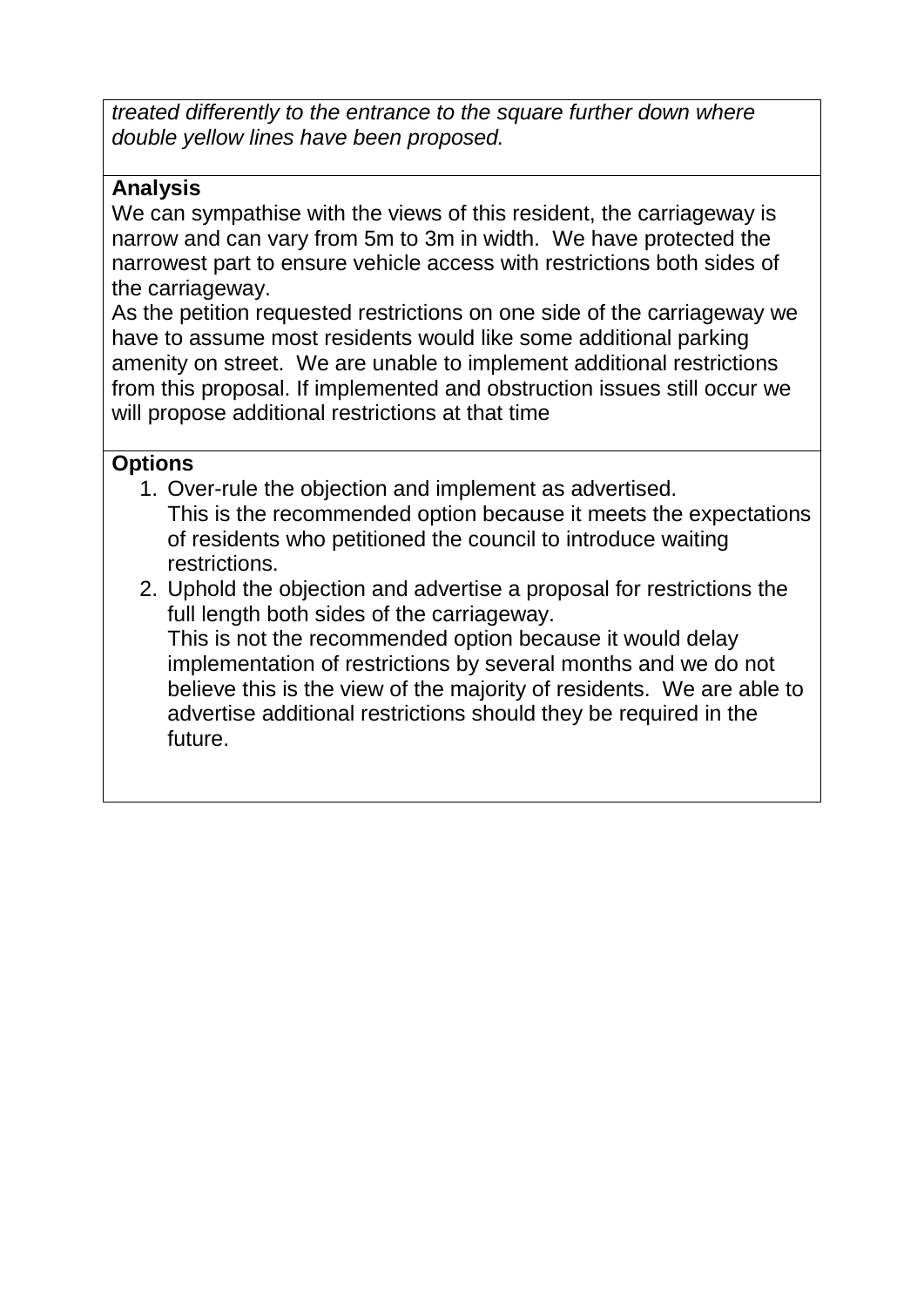*treated differently to the entrance to the square further down where double yellow lines have been proposed.*

**Analysis**

We can sympathise with the views of this resident, the carriageway is narrow and can vary from 5m to 3m in width. We have protected the narrowest part to ensure vehicle access with restrictions both sides of the carriageway.

As the petition requested restrictions on one side of the carriageway we have to assume most residents would like some additional parking amenity on street. We are unable to implement additional restrictions from this proposal. If implemented and obstruction issues still occur we will propose additional restrictions at that time

**Options**

1. Over-rule the objection and implement as advertised.
   This is the recommended option because it meets the expectations of residents who petitioned the council to introduce waiting restrictions.
2. Uphold the objection and advertise a proposal for restrictions the full length both sides of the carriageway.
   This is not the recommended option because it would delay implementation of restrictions by several months and we do not believe this is the view of the majority of residents. We are able to advertise additional restrictions should they be required in the future.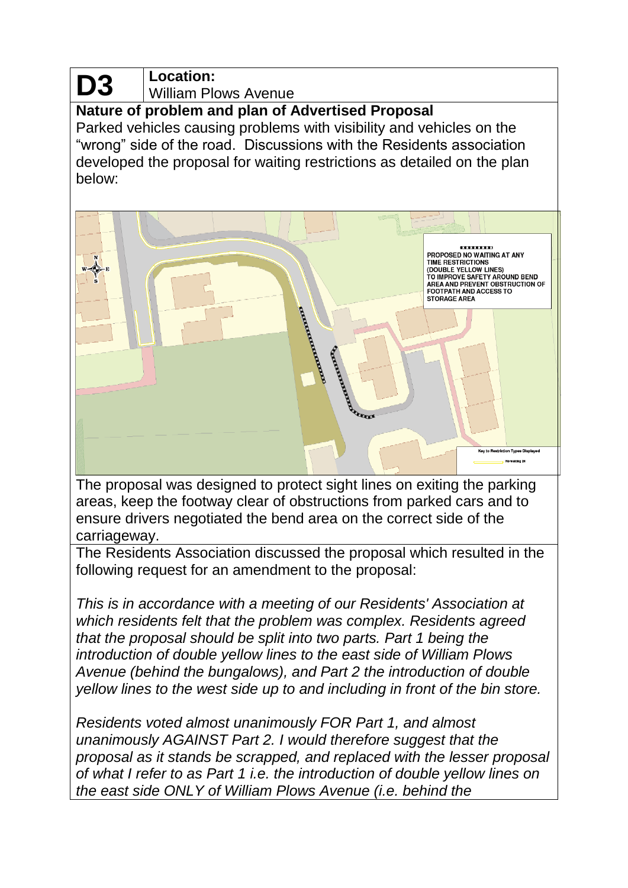| **D3** | **Location:** William Plows Avenue |
|---|---|

**Nature of problem and plan of Advertised Proposal**

Parked vehicles causing problems with visibility and vehicles on the "wrong" side of the road. Discussions with the Residents association developed the proposal for waiting restrictions as detailed on the plan below:

PROPOSED NO WAITING AT ANY TIME RESTRICTIONS (DOUBLE YELLOW LINES) TO IMPROVE SAFETY AROUND BEND AREA AND PREVENT OBSTRUCTION OF FOOTPATH AND ACCESS TO STORAGE AREA

Key to Restriction Types Displayed

No waiting 24

The proposal was designed to protect sight lines on exiting the parking areas, keep the footway clear of obstructions from parked cars and to ensure drivers negotiated the bend area on the correct side of the carriageway.

The Residents Association discussed the proposal which resulted in the following request for an amendment to the proposal:

*This is in accordance with a meeting of our Residents' Association at which residents felt that the problem was complex. Residents agreed that the proposal should be split into two parts. Part 1 being the introduction of double yellow lines to the east side of William Plows Avenue (behind the bungalows), and Part 2 the introduction of double yellow lines to the west side up to and including in front of the bin store.*

*Residents voted almost unanimously FOR Part 1, and almost unanimously AGAINST Part 2. I would therefore suggest that the proposal as it stands be scrapped, and replaced with the lesser proposal of what I refer to as Part 1 i.e. the introduction of double yellow lines on the east side ONLY of William Plows Avenue (i.e. behind the*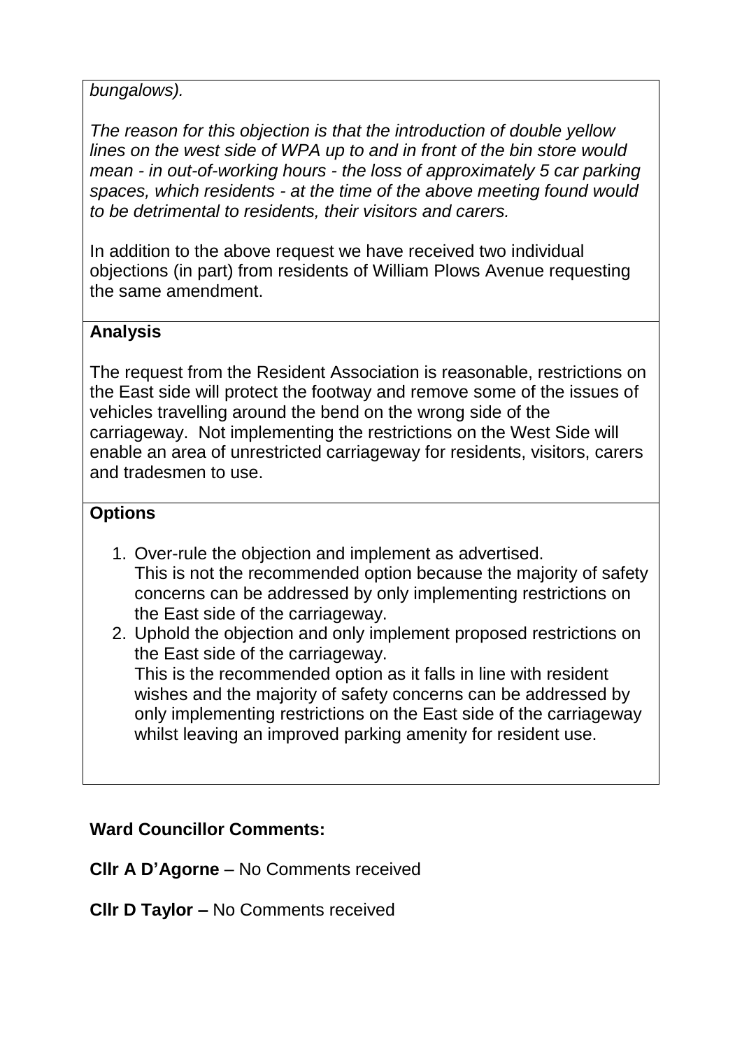*bungalows).*

*The reason for this objection is that the introduction of double yellow lines on the west side of WPA up to and in front of the bin store would mean - in out-of-working hours - the loss of approximately 5 car parking spaces, which residents - at the time of the above meeting found would to be detrimental to residents, their visitors and carers.*

In addition to the above request we have received two individual objections (in part) from residents of William Plows Avenue requesting the same amendment.

**Analysis**

The request from the Resident Association is reasonable, restrictions on the East side will protect the footway and remove some of the issues of vehicles travelling around the bend on the wrong side of the carriageway. Not implementing the restrictions on the West Side will enable an area of unrestricted carriageway for residents, visitors, carers and tradesmen to use.

**Options**

1. Over-rule the objection and implement as advertised.
   This is not the recommended option because the majority of safety concerns can be addressed by only implementing restrictions on the East side of the carriageway.
2. Uphold the objection and only implement proposed restrictions on the East side of the carriageway.
   This is the recommended option as it falls in line with resident wishes and the majority of safety concerns can be addressed by only implementing restrictions on the East side of the carriageway whilst leaving an improved parking amenity for resident use.

**Ward Councillor Comments:**

**Cllr A D'Agorne** – No Comments received

**Cllr D Taylor –** No Comments received